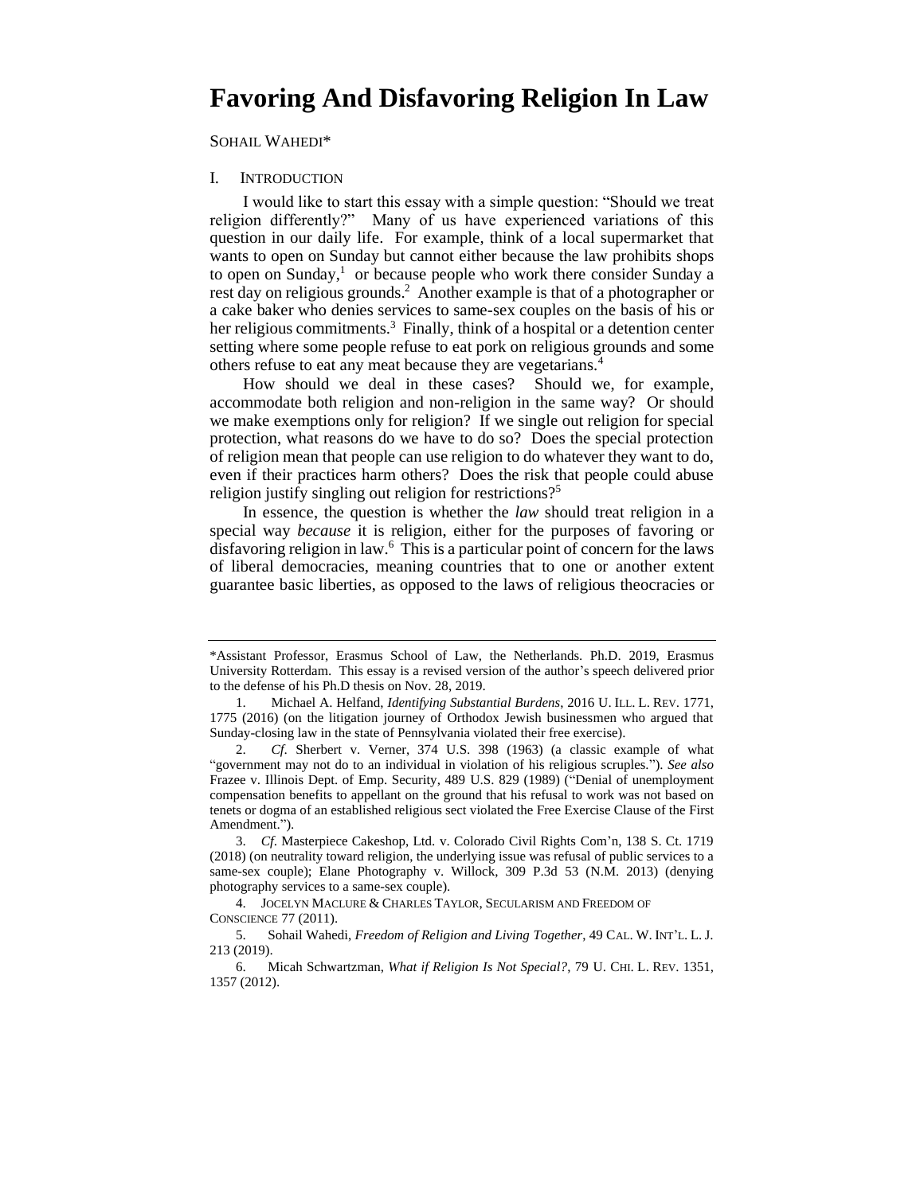# Favoring And Disfavoring Religion In Law

SOHAIL WAHEDI*

## I. INTRODUCTION

I would like to start this essay with a simple question: "Should we treat religion differently?" Many of us have experienced variations of this question in our daily life. For example, think of a local supermarket that wants to open on Sunday but cannot either because the law prohibits shops to open on Sunday,[1] or because people who work there consider Sunday a rest day on religious grounds.[2] Another example is that of a photographer or a cake baker who denies services to same-sex couples on the basis of his or her religious commitments.[3] Finally, think of a hospital or a detention center setting where some people refuse to eat pork on religious grounds and some others refuse to eat any meat because they are vegetarians.[4]

How should we deal in these cases? Should we, for example, accommodate both religion and non-religion in the same way? Or should we make exemptions only for religion? If we single out religion for special protection, what reasons do we have to do so? Does the special protection of religion mean that people can use religion to do whatever they want to do, even if their practices harm others? Does the risk that people could abuse religion justify singling out religion for restrictions?[5]

In essence, the question is whether the *law* should treat religion in a special way *because* it is religion, either for the purposes of favoring or disfavoring religion in law.[6] This is a particular point of concern for the laws of liberal democracies, meaning countries that to one or another extent guarantee basic liberties, as opposed to the laws of religious theocracies or

---

*Assistant Professor, Erasmus School of Law, the Netherlands. Ph.D. 2019, Erasmus University Rotterdam. This essay is a revised version of the author's speech delivered prior to the defense of his Ph.D thesis on Nov. 28, 2019.

1. Michael A. Helfand, *Identifying Substantial Burdens*, 2016 U. ILL. L. REV. 1771, 1775 (2016) (on the litigation journey of Orthodox Jewish businessmen who argued that Sunday-closing law in the state of Pennsylvania violated their free exercise).

2. *Cf*. Sherbert v. Verner, 374 U.S. 398 (1963) (a classic example of what "government may not do to an individual in violation of his religious scruples."). *See also* Frazee v. Illinois Dept. of Emp. Security, 489 U.S. 829 (1989) ("Denial of unemployment compensation benefits to appellant on the ground that his refusal to work was not based on tenets or dogma of an established religious sect violated the Free Exercise Clause of the First Amendment.").

3. *Cf*. Masterpiece Cakeshop, Ltd. v. Colorado Civil Rights Com'n, 138 S. Ct. 1719 (2018) (on neutrality toward religion, the underlying issue was refusal of public services to a same-sex couple); Elane Photography v. Willock, 309 P.3d 53 (N.M. 2013) (denying photography services to a same-sex couple).

4. JOCELYN MACLURE & CHARLES TAYLOR, SECULARISM AND FREEDOM OF CONSCIENCE 77 (2011).

5. Sohail Wahedi, *Freedom of Religion and Living Together*, 49 CAL. W. INT'L. L. J. 213 (2019).

6. Micah Schwartzman, *What if Religion Is Not Special?*, 79 U. CHI. L. REV. 1351, 1357 (2012).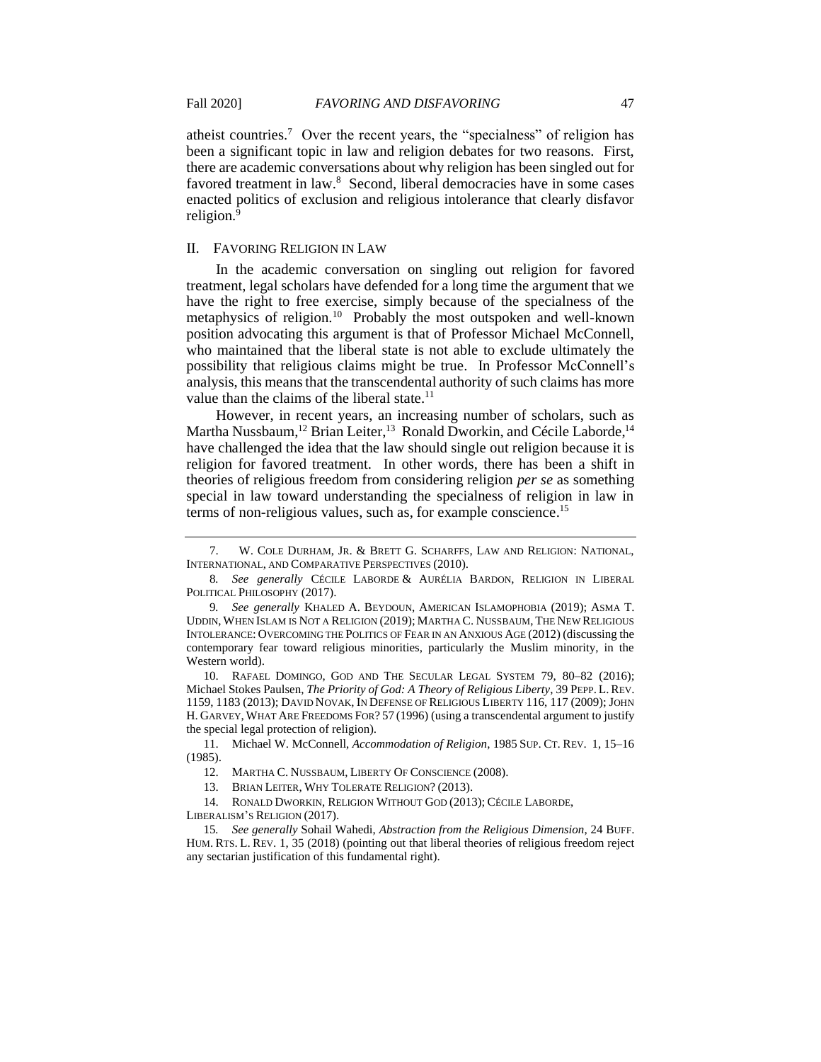atheist countries.[7] Over the recent years, the "specialness" of religion has been a significant topic in law and religion debates for two reasons. First, there are academic conversations about why religion has been singled out for favored treatment in law.[8] Second, liberal democracies have in some cases enacted politics of exclusion and religious intolerance that clearly disfavor religion.[9]

## II. FAVORING RELIGION IN LAW

In the academic conversation on singling out religion for favored treatment, legal scholars have defended for a long time the argument that we have the right to free exercise, simply because of the specialness of the metaphysics of religion.[10] Probably the most outspoken and well-known position advocating this argument is that of Professor Michael McConnell, who maintained that the liberal state is not able to exclude ultimately the possibility that religious claims might be true. In Professor McConnell's analysis, this means that the transcendental authority of such claims has more value than the claims of the liberal state.[11]

However, in recent years, an increasing number of scholars, such as Martha Nussbaum,[12] Brian Leiter,[13] Ronald Dworkin, and Cécile Laborde,[14] have challenged the idea that the law should single out religion because it is religion for favored treatment. In other words, there has been a shift in theories of religious freedom from considering religion *per se* as something special in law toward understanding the specialness of religion in law in terms of non-religious values, such as, for example conscience.[15]

---

7. W. COLE DURHAM, JR. & BRETT G. SCHARFFS, LAW AND RELIGION: NATIONAL, INTERNATIONAL, AND COMPARATIVE PERSPECTIVES (2010).

8. *See generally* CÉCILE LABORDE & AURÉLIA BARDON, RELIGION IN LIBERAL POLITICAL PHILOSOPHY (2017).

9. *See generally* KHALED A. BEYDOUN, AMERICAN ISLAMOPHOBIA (2019); ASMA T. UDDIN, WHEN ISLAM IS NOT A RELIGION (2019); MARTHA C. NUSSBAUM, THE NEW RELIGIOUS INTOLERANCE: OVERCOMING THE POLITICS OF FEAR IN AN ANXIOUS AGE (2012) (discussing the contemporary fear toward religious minorities, particularly the Muslim minority, in the Western world).

10. RAFAEL DOMINGO, GOD AND THE SECULAR LEGAL SYSTEM 79, 80–82 (2016); Michael Stokes Paulsen, *The Priority of God: A Theory of Religious Liberty*, 39 PEPP. L. REV. 1159, 1183 (2013); DAVID NOVAK, IN DEFENSE OF RELIGIOUS LIBERTY 116, 117 (2009); JOHN H. GARVEY, WHAT ARE FREEDOMS FOR? 57 (1996) (using a transcendental argument to justify the special legal protection of religion).

11. Michael W. McConnell, *Accommodation of Religion*, 1985 SUP. CT. REV. 1, 15–16 (1985).

12. MARTHA C. NUSSBAUM, LIBERTY OF CONSCIENCE (2008).

13. BRIAN LEITER, WHY TOLERATE RELIGION? (2013).

14. RONALD DWORKIN, RELIGION WITHOUT GOD (2013); CÉCILE LABORDE, LIBERALISM'S RELIGION (2017).

15. *See generally* Sohail Wahedi, *Abstraction from the Religious Dimension*, 24 BUFF. HUM. RTS. L. REV. 1, 35 (2018) (pointing out that liberal theories of religious freedom reject any sectarian justification of this fundamental right).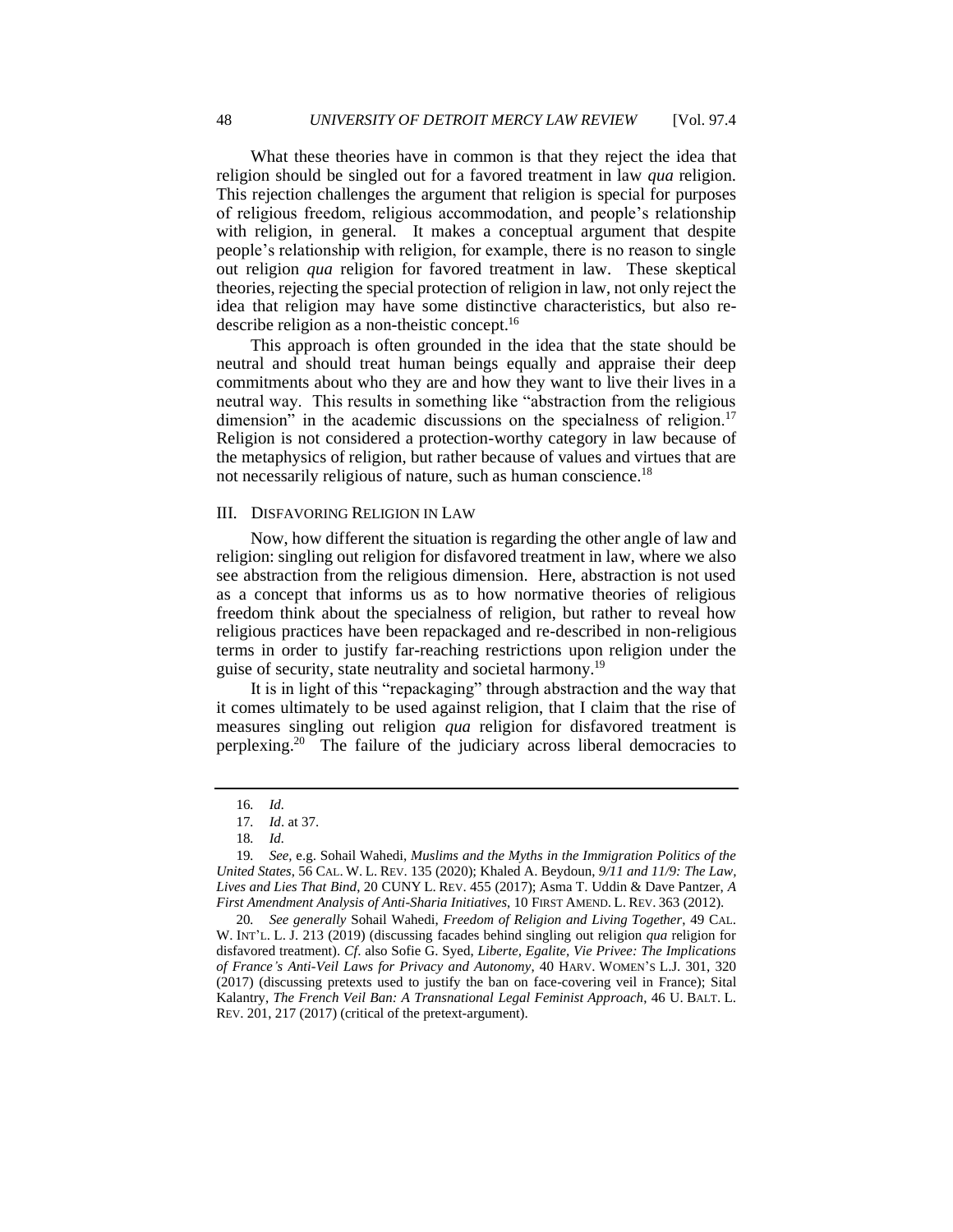What these theories have in common is that they reject the idea that religion should be singled out for a favored treatment in law *qua* religion. This rejection challenges the argument that religion is special for purposes of religious freedom, religious accommodation, and people's relationship with religion, in general. It makes a conceptual argument that despite people's relationship with religion, for example, there is no reason to single out religion *qua* religion for favored treatment in law. These skeptical theories, rejecting the special protection of religion in law, not only reject the idea that religion may have some distinctive characteristics, but also re-describe religion as a non-theistic concept.[16]

This approach is often grounded in the idea that the state should be neutral and should treat human beings equally and appraise their deep commitments about who they are and how they want to live their lives in a neutral way. This results in something like "abstraction from the religious dimension" in the academic discussions on the specialness of religion.[17] Religion is not considered a protection-worthy category in law because of the metaphysics of religion, but rather because of values and virtues that are not necessarily religious of nature, such as human conscience.[18]

## III. Disfavoring Religion in Law

Now, how different the situation is regarding the other angle of law and religion: singling out religion for disfavored treatment in law, where we also see abstraction from the religious dimension. Here, abstraction is not used as a concept that informs us as to how normative theories of religious freedom think about the specialness of religion, but rather to reveal how religious practices have been repackaged and re-described in non-religious terms in order to justify far-reaching restrictions upon religion under the guise of security, state neutrality and societal harmony.[19]

It is in light of this "repackaging" through abstraction and the way that it comes ultimately to be used against religion, that I claim that the rise of measures singling out religion *qua* religion for disfavored treatment is perplexing.[20] The failure of the judiciary across liberal democracies to

---

16. *Id*.

17. *Id*. at 37.

18. *Id*.

19. *See*, e.g. Sohail Wahedi, *Muslims and the Myths in the Immigration Politics of the United States*, 56 CAL. W. L. REV. 135 (2020); Khaled A. Beydoun, *9/11 and 11/9: The Law, Lives and Lies That Bind*, 20 CUNY L. REV. 455 (2017); Asma T. Uddin & Dave Pantzer, *A First Amendment Analysis of Anti-Sharia Initiatives*, 10 FIRST AMEND. L. REV. 363 (2012).

20. *See generally* Sohail Wahedi, *Freedom of Religion and Living Together*, 49 CAL. W. INT'L L. J. 213 (2019) (discussing facades behind singling out religion *qua* religion for disfavored treatment). *Cf*. also Sofie G. Syed, *Liberte, Egalite, Vie Privee: The Implications of France's Anti-Veil Laws for Privacy and Autonomy*, 40 HARV. WOMEN'S L.J. 301, 320 (2017) (discussing pretexts used to justify the ban on face-covering veil in France); Sital Kalantry, *The French Veil Ban: A Transnational Legal Feminist Approach*, 46 U. BALT. L. REV. 201, 217 (2017) (critical of the pretext-argument).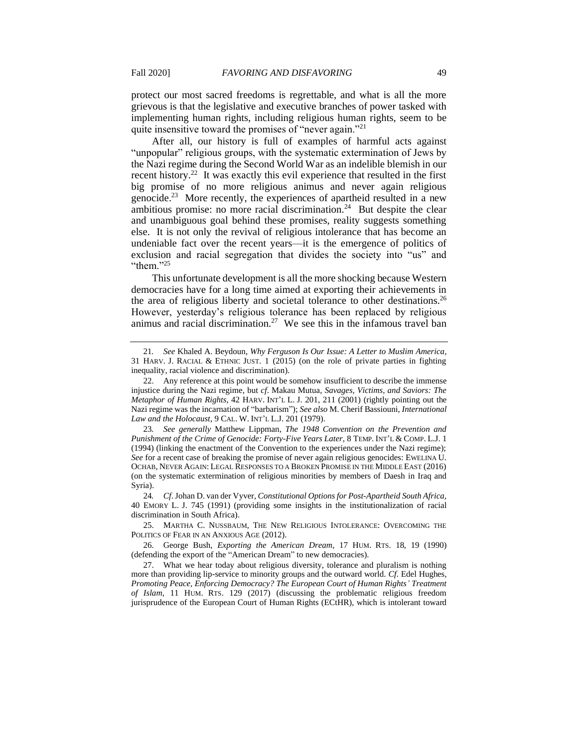protect our most sacred freedoms is regrettable, and what is all the more grievous is that the legislative and executive branches of power tasked with implementing human rights, including religious human rights, seem to be quite insensitive toward the promises of "never again."[21]

After all, our history is full of examples of harmful acts against "unpopular" religious groups, with the systematic extermination of Jews by the Nazi regime during the Second World War as an indelible blemish in our recent history.[22] It was exactly this evil experience that resulted in the first big promise of no more religious animus and never again religious genocide.[23] More recently, the experiences of apartheid resulted in a new ambitious promise: no more racial discrimination.[24] But despite the clear and unambiguous goal behind these promises, reality suggests something else. It is not only the revival of religious intolerance that has become an undeniable fact over the recent years—it is the emergence of politics of exclusion and racial segregation that divides the society into "us" and "them."[25]

This unfortunate development is all the more shocking because Western democracies have for a long time aimed at exporting their achievements in the area of religious liberty and societal tolerance to other destinations.[26] However, yesterday's religious tolerance has been replaced by religious animus and racial discrimination.[27] We see this in the infamous travel ban

---

21. *See* Khaled A. Beydoun, *Why Ferguson Is Our Issue: A Letter to Muslim America*, 31 HARV. J. RACIAL & ETHNIC JUST. 1 (2015) (on the role of private parties in fighting inequality, racial violence and discrimination).

22. Any reference at this point would be somehow insufficient to describe the immense injustice during the Nazi regime, but *cf*. Makau Mutua, *Savages, Victims, and Saviors: The Metaphor of Human Rights*, 42 HARV. INT'L L. J. 201, 211 (2001) (rightly pointing out the Nazi regime was the incarnation of "barbarism"); *See also* M. Cherif Bassiouni, *International Law and the Holocaust*, 9 CAL. W. INT'L L.J. 201 (1979).

23. *See generally* Matthew Lippman, *The 1948 Convention on the Prevention and Punishment of the Crime of Genocide: Forty-Five Years Later*, 8 TEMP. INT'L & COMP. L.J. 1 (1994) (linking the enactment of the Convention to the experiences under the Nazi regime); *See* for a recent case of breaking the promise of never again religious genocides: EWELINA U. OCHAB, NEVER AGAIN: LEGAL RESPONSES TO A BROKEN PROMISE IN THE MIDDLE EAST (2016) (on the systematic extermination of religious minorities by members of Daesh in Iraq and Syria).

24. *Cf*. Johan D. van der Vyver, *Constitutional Options for Post-Apartheid South Africa*, 40 EMORY L. J. 745 (1991) (providing some insights in the institutionalization of racial discrimination in South Africa).

25. MARTHA C. NUSSBAUM, THE NEW RELIGIOUS INTOLERANCE: OVERCOMING THE POLITICS OF FEAR IN AN ANXIOUS AGE (2012).

26. George Bush, *Exporting the American Dream*, 17 HUM. RTS. 18, 19 (1990) (defending the export of the "American Dream" to new democracies).

27. What we hear today about religious diversity, tolerance and pluralism is nothing more than providing lip-service to minority groups and the outward world. *Cf*. Edel Hughes, *Promoting Peace, Enforcing Democracy? The European Court of Human Rights' Treatment of Islam*, 11 HUM. RTS. 129 (2017) (discussing the problematic religious freedom jurisprudence of the European Court of Human Rights (ECtHR), which is intolerant toward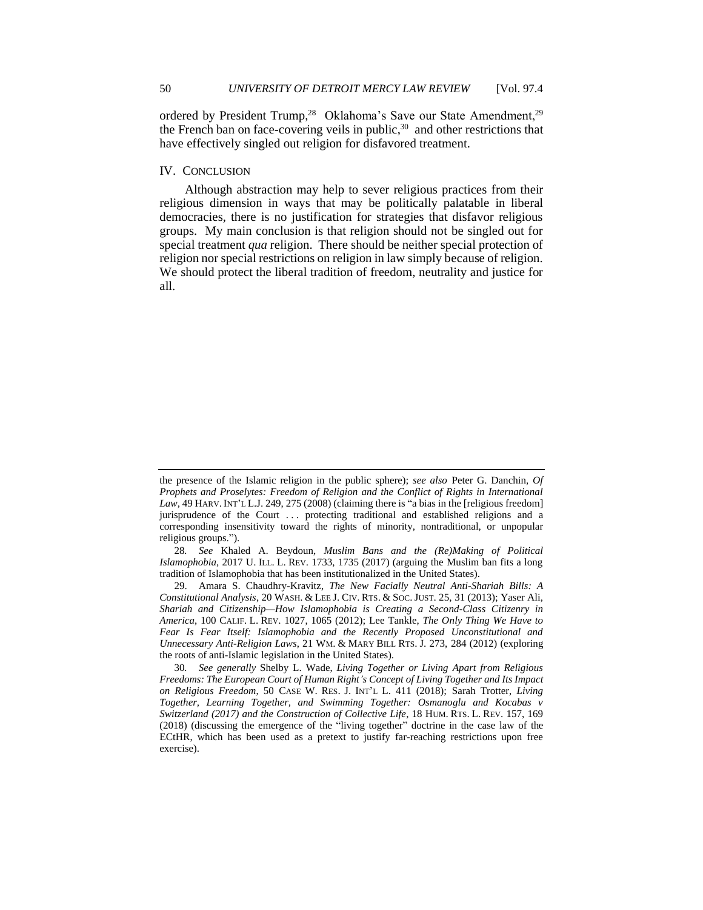ordered by President Trump,[28] Oklahoma's Save our State Amendment,[29] the French ban on face-covering veils in public,[30] and other restrictions that have effectively singled out religion for disfavored treatment.

## IV. CONCLUSION

Although abstraction may help to sever religious practices from their religious dimension in ways that may be politically palatable in liberal democracies, there is no justification for strategies that disfavor religious groups. My main conclusion is that religion should not be singled out for special treatment *qua* religion. There should be neither special protection of religion nor special restrictions on religion in law simply because of religion. We should protect the liberal tradition of freedom, neutrality and justice for all.

---

the presence of the Islamic religion in the public sphere); *see also* Peter G. Danchin, *Of Prophets and Proselytes: Freedom of Religion and the Conflict of Rights in International Law*, 49 HARV. INT'L L.J. 249, 275 (2008) (claiming there is "a bias in the [religious freedom] jurisprudence of the Court . . . protecting traditional and established religions and a corresponding insensitivity toward the rights of minority, nontraditional, or unpopular religious groups.").

28. *See* Khaled A. Beydoun, *Muslim Bans and the (Re)Making of Political Islamophobia*, 2017 U. ILL. L. REV. 1733, 1735 (2017) (arguing the Muslim ban fits a long tradition of Islamophobia that has been institutionalized in the United States).

29. Amara S. Chaudhry-Kravitz, *The New Facially Neutral Anti-Shariah Bills: A Constitutional Analysis*, 20 WASH. & LEE J. CIV. RTS. & SOC. JUST. 25, 31 (2013); Yaser Ali, *Shariah and Citizenship—How Islamophobia is Creating a Second-Class Citizenry in America*, 100 CALIF. L. REV. 1027, 1065 (2012); Lee Tankle, *The Only Thing We Have to Fear Is Fear Itself: Islamophobia and the Recently Proposed Unconstitutional and Unnecessary Anti-Religion Laws*, 21 WM. & MARY BILL RTS. J. 273, 284 (2012) (exploring the roots of anti-Islamic legislation in the United States).

30. *See generally* Shelby L. Wade, *Living Together or Living Apart from Religious Freedoms: The European Court of Human Right's Concept of Living Together and Its Impact on Religious Freedom*, 50 CASE W. RES. J. INT'L L. 411 (2018); Sarah Trotter, *Living Together, Learning Together, and Swimming Together: Osmanoglu and Kocabas v Switzerland (2017) and the Construction of Collective Life*, 18 HUM. RTS. L. REV. 157, 169 (2018) (discussing the emergence of the "living together" doctrine in the case law of the ECtHR, which has been used as a pretext to justify far-reaching restrictions upon free exercise).